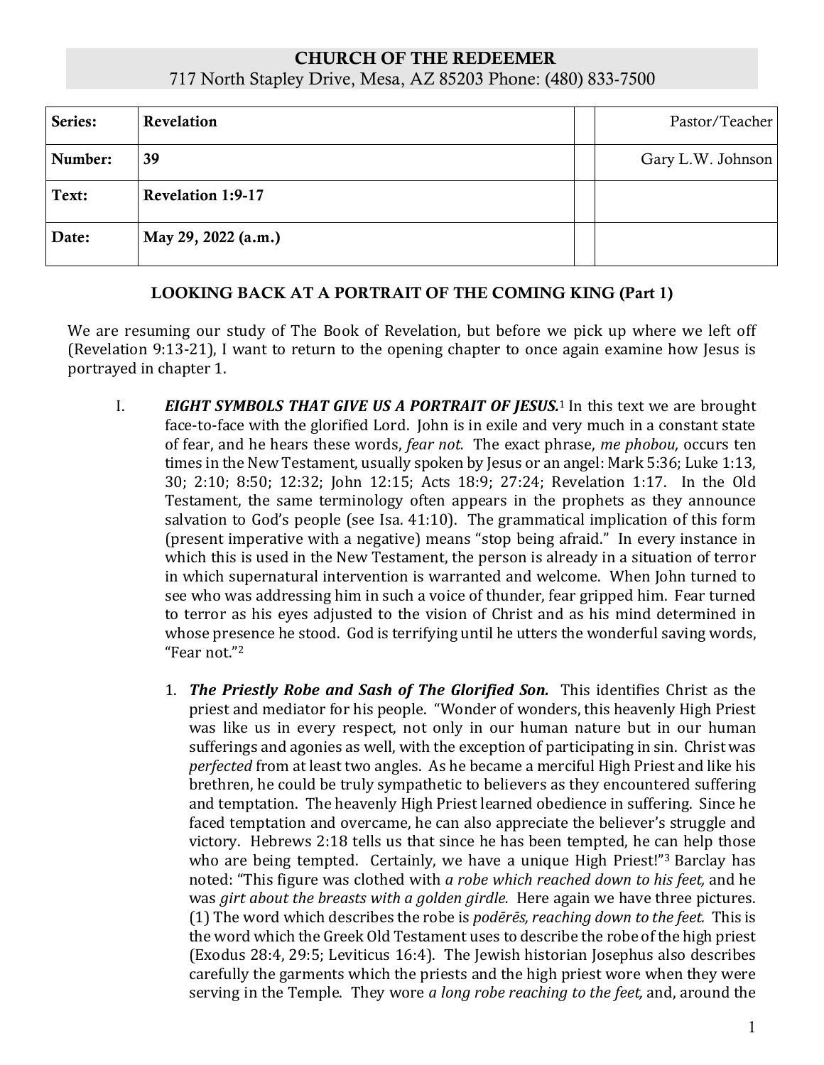# CHURCH OF THE REDEEMER

717 North Stapley Drive, Mesa, AZ 85203 Phone: (480) 833-7500

| | | | |
|---|---|---|---|
| **Series:** | **Revelation** | | Pastor/Teacher |
| **Number:** | **39** | | Gary L.W. Johnson |
| **Text:** | **Revelation 1:9-17** | | |
| **Date:** | **May 29, 2022 (a.m.)** | | |

## LOOKING BACK AT A PORTRAIT OF THE COMING KING (Part 1)

We are resuming our study of The Book of Revelation, but before we pick up where we left off (Revelation 9:13-21), I want to return to the opening chapter to once again examine how Jesus is portrayed in chapter 1.

I. ***EIGHT SYMBOLS THAT GIVE US A PORTRAIT OF JESUS.***[1] In this text we are brought face-to-face with the glorified Lord. John is in exile and very much in a constant state of fear, and he hears these words, *fear not.* The exact phrase, *me phobou,* occurs ten times in the New Testament, usually spoken by Jesus or an angel: Mark 5:36; Luke 1:13, 30; 2:10; 8:50; 12:32; John 12:15; Acts 18:9; 27:24; Revelation 1:17. In the Old Testament, the same terminology often appears in the prophets as they announce salvation to God's people (see Isa. 41:10). The grammatical implication of this form (present imperative with a negative) means "stop being afraid." In every instance in which this is used in the New Testament, the person is already in a situation of terror in which supernatural intervention is warranted and welcome. When John turned to see who was addressing him in such a voice of thunder, fear gripped him. Fear turned to terror as his eyes adjusted to the vision of Christ and as his mind determined in whose presence he stood. God is terrifying until he utters the wonderful saving words, "Fear not."[2]

1. ***The Priestly Robe and Sash of The Glorified Son.*** This identifies Christ as the priest and mediator for his people. "Wonder of wonders, this heavenly High Priest was like us in every respect, not only in our human nature but in our human sufferings and agonies as well, with the exception of participating in sin. Christ was *perfected* from at least two angles. As he became a merciful High Priest and like his brethren, he could be truly sympathetic to believers as they encountered suffering and temptation. The heavenly High Priest learned obedience in suffering. Since he faced temptation and overcame, he can also appreciate the believer's struggle and victory. Hebrews 2:18 tells us that since he has been tempted, he can help those who are being tempted. Certainly, we have a unique High Priest!"[3] Barclay has noted: "This figure was clothed with *a robe which reached down to his feet,* and he was *girt about the breasts with a golden girdle.* Here again we have three pictures. (1) The word which describes the robe is *podērēs, reaching down to the feet.* This is the word which the Greek Old Testament uses to describe the robe of the high priest (Exodus 28:4, 29:5; Leviticus 16:4). The Jewish historian Josephus also describes carefully the garments which the priests and the high priest wore when they were serving in the Temple. They wore *a long robe reaching to the feet,* and, around the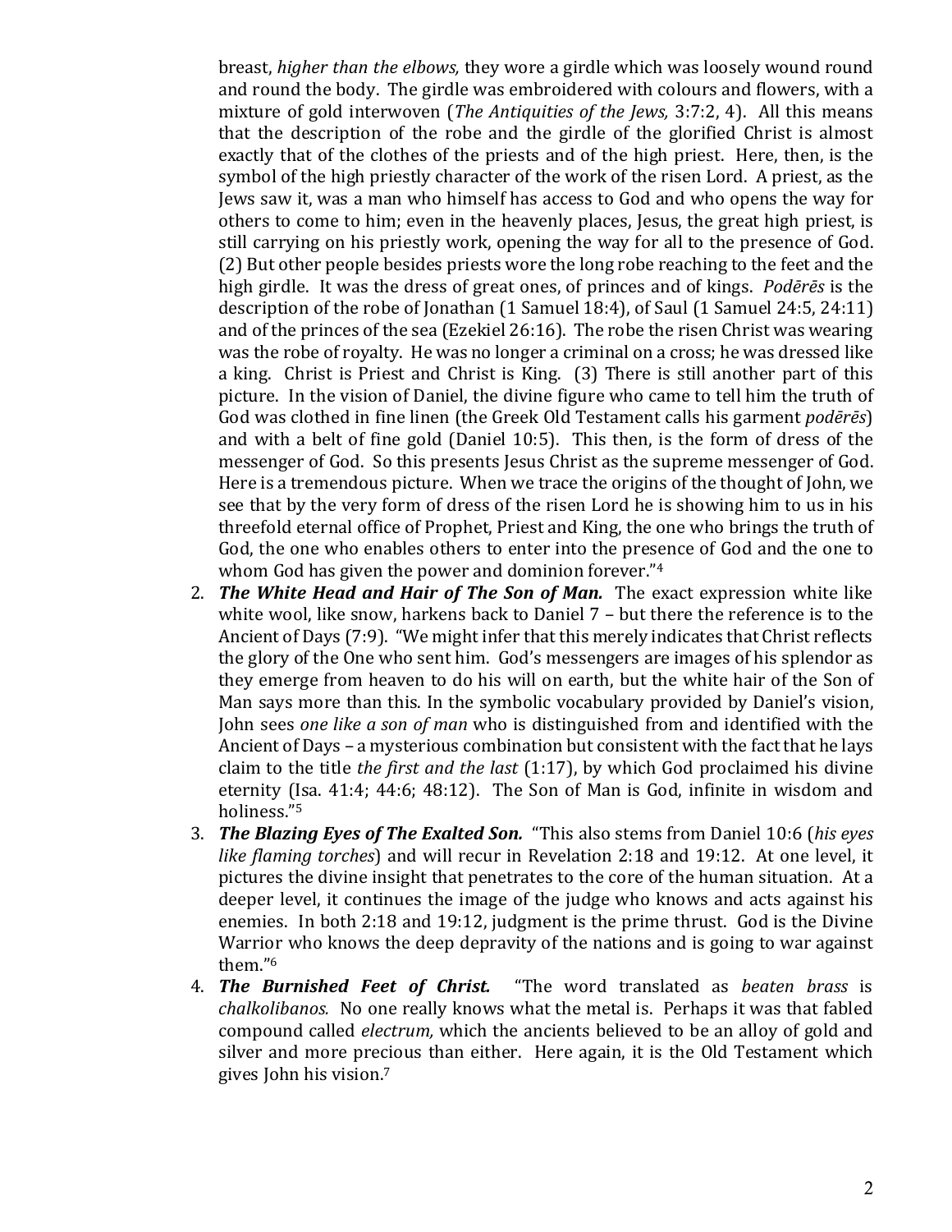breast, *higher than the elbows,* they wore a girdle which was loosely wound round and round the body. The girdle was embroidered with colours and flowers, with a mixture of gold interwoven (*The Antiquities of the Jews,* 3:7:2, 4). All this means that the description of the robe and the girdle of the glorified Christ is almost exactly that of the clothes of the priests and of the high priest. Here, then, is the symbol of the high priestly character of the work of the risen Lord. A priest, as the Jews saw it, was a man who himself has access to God and who opens the way for others to come to him; even in the heavenly places, Jesus, the great high priest, is still carrying on his priestly work, opening the way for all to the presence of God. (2) But other people besides priests wore the long robe reaching to the feet and the high girdle. It was the dress of great ones, of princes and of kings. *Podērēs* is the description of the robe of Jonathan (1 Samuel 18:4), of Saul (1 Samuel 24:5, 24:11) and of the princes of the sea (Ezekiel 26:16). The robe the risen Christ was wearing was the robe of royalty. He was no longer a criminal on a cross; he was dressed like a king. Christ is Priest and Christ is King. (3) There is still another part of this picture. In the vision of Daniel, the divine figure who came to tell him the truth of God was clothed in fine linen (the Greek Old Testament calls his garment *podērēs*) and with a belt of fine gold (Daniel 10:5). This then, is the form of dress of the messenger of God. So this presents Jesus Christ as the supreme messenger of God. Here is a tremendous picture. When we trace the origins of the thought of John, we see that by the very form of dress of the risen Lord he is showing him to us in his threefold eternal office of Prophet, Priest and King, the one who brings the truth of God, the one who enables others to enter into the presence of God and the one to whom God has given the power and dominion forever."[4]

2. ***The White Head and Hair of The Son of Man.*** The exact expression white like white wool, like snow, harkens back to Daniel 7 – but there the reference is to the Ancient of Days (7:9). "We might infer that this merely indicates that Christ reflects the glory of the One who sent him. God's messengers are images of his splendor as they emerge from heaven to do his will on earth, but the white hair of the Son of Man says more than this. In the symbolic vocabulary provided by Daniel's vision, John sees *one like a son of man* who is distinguished from and identified with the Ancient of Days – a mysterious combination but consistent with the fact that he lays claim to the title *the first and the last* (1:17), by which God proclaimed his divine eternity (Isa. 41:4; 44:6; 48:12). The Son of Man is God, infinite in wisdom and holiness."[5]
3. ***The Blazing Eyes of The Exalted Son.*** "This also stems from Daniel 10:6 (*his eyes like flaming torches*) and will recur in Revelation 2:18 and 19:12. At one level, it pictures the divine insight that penetrates to the core of the human situation. At a deeper level, it continues the image of the judge who knows and acts against his enemies. In both 2:18 and 19:12, judgment is the prime thrust. God is the Divine Warrior who knows the deep depravity of the nations and is going to war against them."[6]
4. ***The Burnished Feet of Christ.*** "The word translated as *beaten brass* is *chalkolibanos.* No one really knows what the metal is. Perhaps it was that fabled compound called *electrum,* which the ancients believed to be an alloy of gold and silver and more precious than either. Here again, it is the Old Testament which gives John his vision.[7]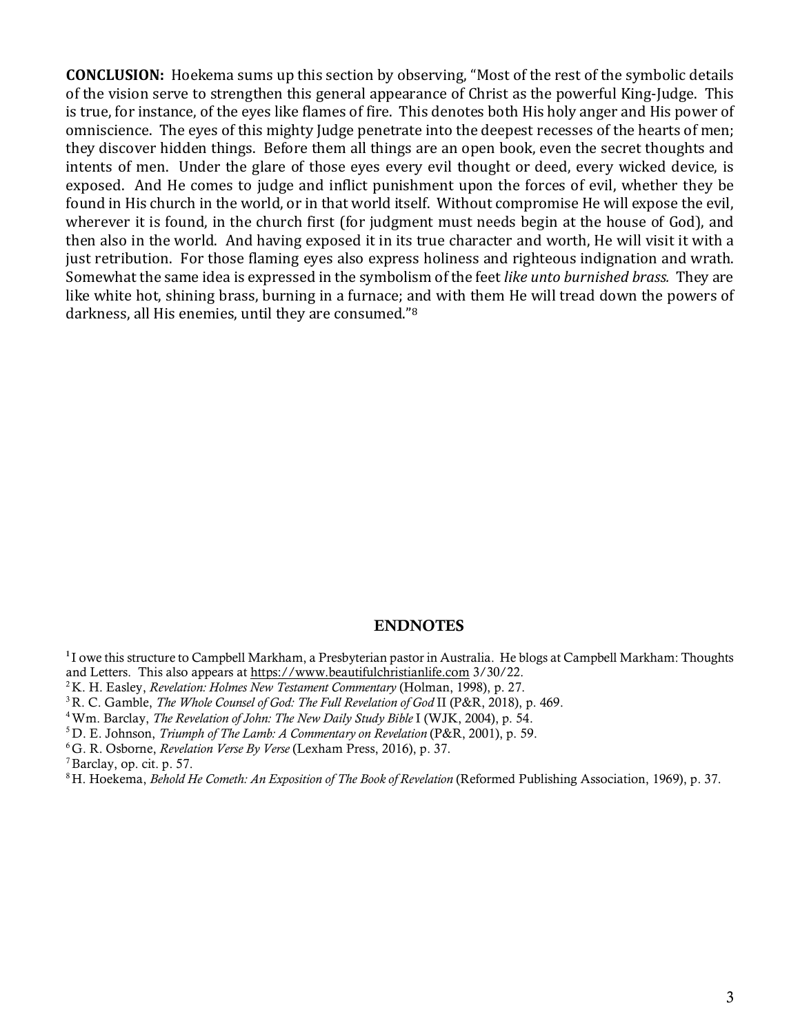**CONCLUSION:** Hoekema sums up this section by observing, "Most of the rest of the symbolic details of the vision serve to strengthen this general appearance of Christ as the powerful King-Judge. This is true, for instance, of the eyes like flames of fire. This denotes both His holy anger and His power of omniscience. The eyes of this mighty Judge penetrate into the deepest recesses of the hearts of men; they discover hidden things. Before them all things are an open book, even the secret thoughts and intents of men. Under the glare of those eyes every evil thought or deed, every wicked device, is exposed. And He comes to judge and inflict punishment upon the forces of evil, whether they be found in His church in the world, or in that world itself. Without compromise He will expose the evil, wherever it is found, in the church first (for judgment must needs begin at the house of God), and then also in the world. And having exposed it in its true character and worth, He will visit it with a just retribution. For those flaming eyes also express holiness and righteous indignation and wrath. Somewhat the same idea is expressed in the symbolism of the feet *like unto burnished brass.* They are like white hot, shining brass, burning in a furnace; and with them He will tread down the powers of darkness, all His enemies, until they are consumed."[8]

## ENDNOTES

[1] I owe this structure to Campbell Markham, a Presbyterian pastor in Australia. He blogs at Campbell Markham: Thoughts and Letters. This also appears at https://www.beautifulchristianlife.com 3/30/22.

[2] K. H. Easley, *Revelation: Holmes New Testament Commentary* (Holman, 1998), p. 27.

[3] R. C. Gamble, *The Whole Counsel of God: The Full Revelation of God* II (P&R, 2018), p. 469.

[4] Wm. Barclay, *The Revelation of John: The New Daily Study Bible* I (WJK, 2004), p. 54.

[5] D. E. Johnson, *Triumph of The Lamb: A Commentary on Revelation* (P&R, 2001), p. 59.

[6] G. R. Osborne, *Revelation Verse By Verse* (Lexham Press, 2016), p. 37.

[7] Barclay, op. cit. p. 57.

[8] H. Hoekema, *Behold He Cometh: An Exposition of The Book of Revelation* (Reformed Publishing Association, 1969), p. 37.